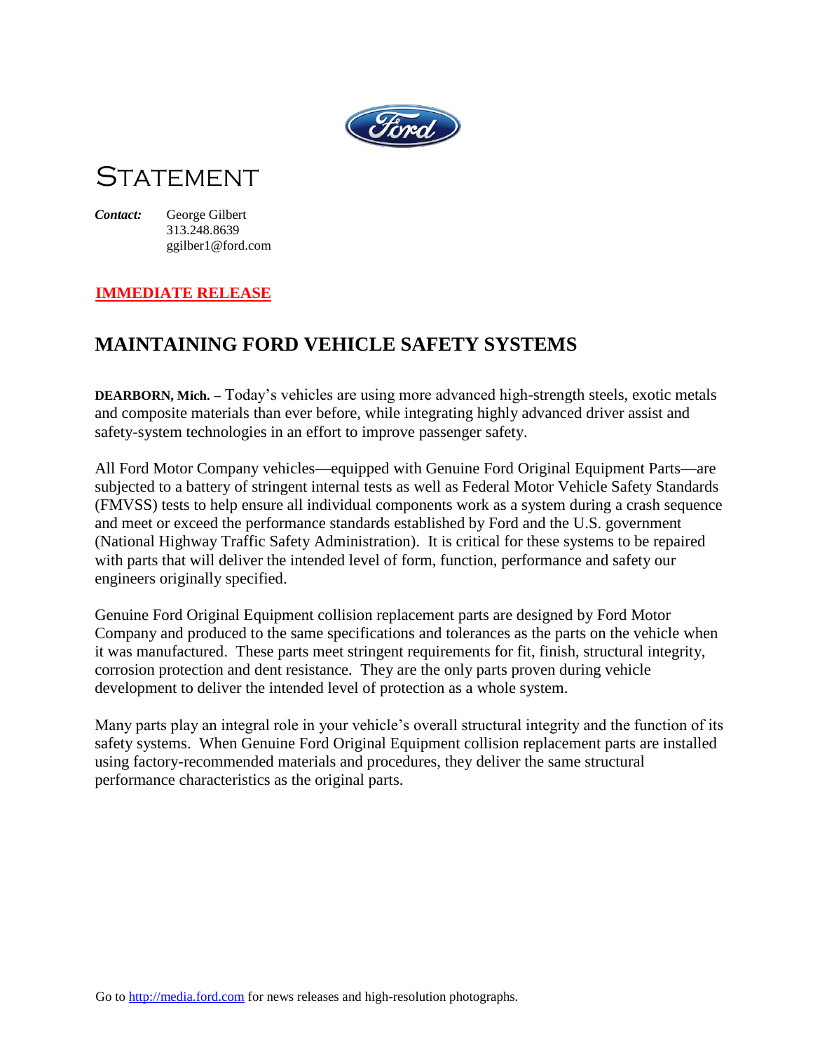# Statement

***Contact:*** George Gilbert
313.248.8639
ggilber1@ford.com

**IMMEDIATE RELEASE**

## MAINTAINING FORD VEHICLE SAFETY SYSTEMS

**DEARBORN, Mich. –** Today's vehicles are using more advanced high-strength steels, exotic metals and composite materials than ever before, while integrating highly advanced driver assist and safety-system technologies in an effort to improve passenger safety.

All Ford Motor Company vehicles—equipped with Genuine Ford Original Equipment Parts—are subjected to a battery of stringent internal tests as well as Federal Motor Vehicle Safety Standards (FMVSS) tests to help ensure all individual components work as a system during a crash sequence and meet or exceed the performance standards established by Ford and the U.S. government (National Highway Traffic Safety Administration). It is critical for these systems to be repaired with parts that will deliver the intended level of form, function, performance and safety our engineers originally specified.

Genuine Ford Original Equipment collision replacement parts are designed by Ford Motor Company and produced to the same specifications and tolerances as the parts on the vehicle when it was manufactured. These parts meet stringent requirements for fit, finish, structural integrity, corrosion protection and dent resistance. They are the only parts proven during vehicle development to deliver the intended level of protection as a whole system.

Many parts play an integral role in your vehicle's overall structural integrity and the function of its safety systems. When Genuine Ford Original Equipment collision replacement parts are installed using factory-recommended materials and procedures, they deliver the same structural performance characteristics as the original parts.

Go to http://media.ford.com for news releases and high-resolution photographs.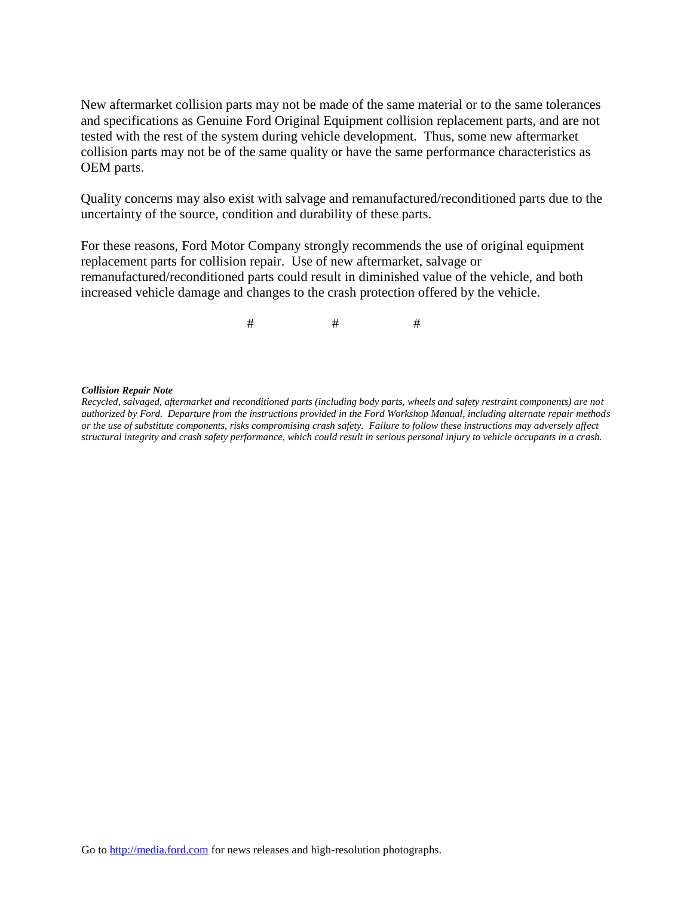New aftermarket collision parts may not be made of the same material or to the same tolerances and specifications as Genuine Ford Original Equipment collision replacement parts, and are not tested with the rest of the system during vehicle development. Thus, some new aftermarket collision parts may not be of the same quality or have the same performance characteristics as OEM parts.

Quality concerns may also exist with salvage and remanufactured/reconditioned parts due to the uncertainty of the source, condition and durability of these parts.

For these reasons, Ford Motor Company strongly recommends the use of original equipment replacement parts for collision repair. Use of new aftermarket, salvage or remanufactured/reconditioned parts could result in diminished value of the vehicle, and both increased vehicle damage and changes to the crash protection offered by the vehicle.

# # #

***Collision Repair Note***
*Recycled, salvaged, aftermarket and reconditioned parts (including body parts, wheels and safety restraint components) are not authorized by Ford. Departure from the instructions provided in the Ford Workshop Manual, including alternate repair methods or the use of substitute components, risks compromising crash safety. Failure to follow these instructions may adversely affect structural integrity and crash safety performance, which could result in serious personal injury to vehicle occupants in a crash.*

Go to http://media.ford.com for news releases and high-resolution photographs.